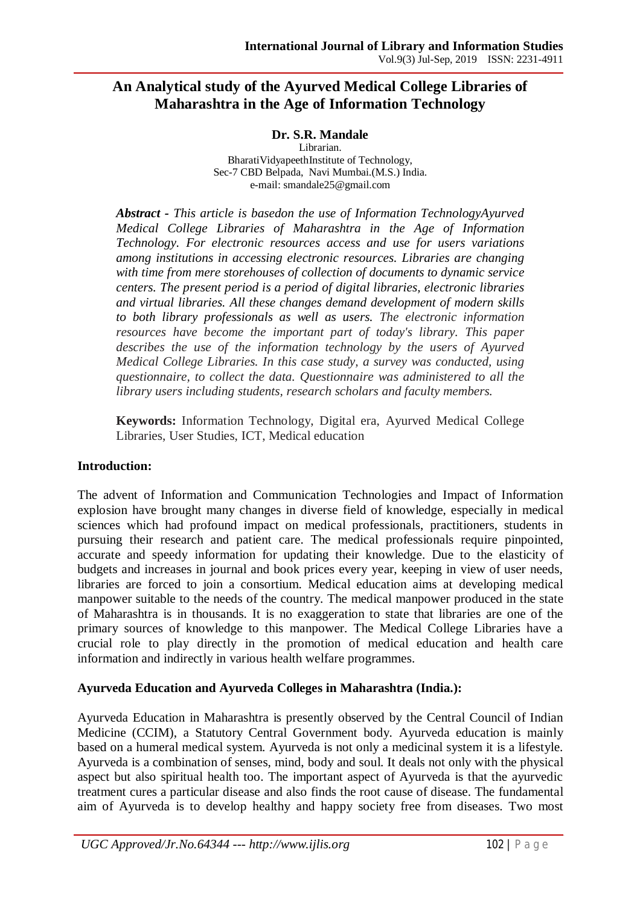# An Analytical study of the Ayurved Medical College Libraries of Maharashtra in the Age of Information Technology

**Dr. S.R. Mandale**

Librarian.
BharatiVidyapeethInstitute of Technology,
Sec-7 CBD Belpada, Navi Mumbai.(M.S.) India.
e-mail: smandale25@gmail.com

***Abstract** - This article is basedon the use of Information TechnologyAyurved Medical College Libraries of Maharashtra in the Age of Information Technology. For electronic resources access and use for users variations among institutions in accessing electronic resources. Libraries are changing with time from mere storehouses of collection of documents to dynamic service centers. The present period is a period of digital libraries, electronic libraries and virtual libraries. All these changes demand development of modern skills to both library professionals as well as users. The electronic information resources have become the important part of today's library. This paper describes the use of the information technology by the users of Ayurved Medical College Libraries. In this case study, a survey was conducted, using questionnaire, to collect the data. Questionnaire was administered to all the library users including students, research scholars and faculty members.*

**Keywords:** Information Technology, Digital era, Ayurved Medical College Libraries, User Studies, ICT, Medical education

## Introduction:

The advent of Information and Communication Technologies and Impact of Information explosion have brought many changes in diverse field of knowledge, especially in medical sciences which had profound impact on medical professionals, practitioners, students in pursuing their research and patient care. The medical professionals require pinpointed, accurate and speedy information for updating their knowledge. Due to the elasticity of budgets and increases in journal and book prices every year, keeping in view of user needs, libraries are forced to join a consortium. Medical education aims at developing medical manpower suitable to the needs of the country. The medical manpower produced in the state of Maharashtra is in thousands. It is no exaggeration to state that libraries are one of the primary sources of knowledge to this manpower. The Medical College Libraries have a crucial role to play directly in the promotion of medical education and health care information and indirectly in various health welfare programmes.

## Ayurveda Education and Ayurveda Colleges in Maharashtra (India.):

Ayurveda Education in Maharashtra is presently observed by the Central Council of Indian Medicine (CCIM), a Statutory Central Government body. Ayurveda education is mainly based on a humeral medical system. Ayurveda is not only a medicinal system it is a lifestyle. Ayurveda is a combination of senses, mind, body and soul. It deals not only with the physical aspect but also spiritual health too. The important aspect of Ayurveda is that the ayurvedic treatment cures a particular disease and also finds the root cause of disease. The fundamental aim of Ayurveda is to develop healthy and happy society free from diseases. Two most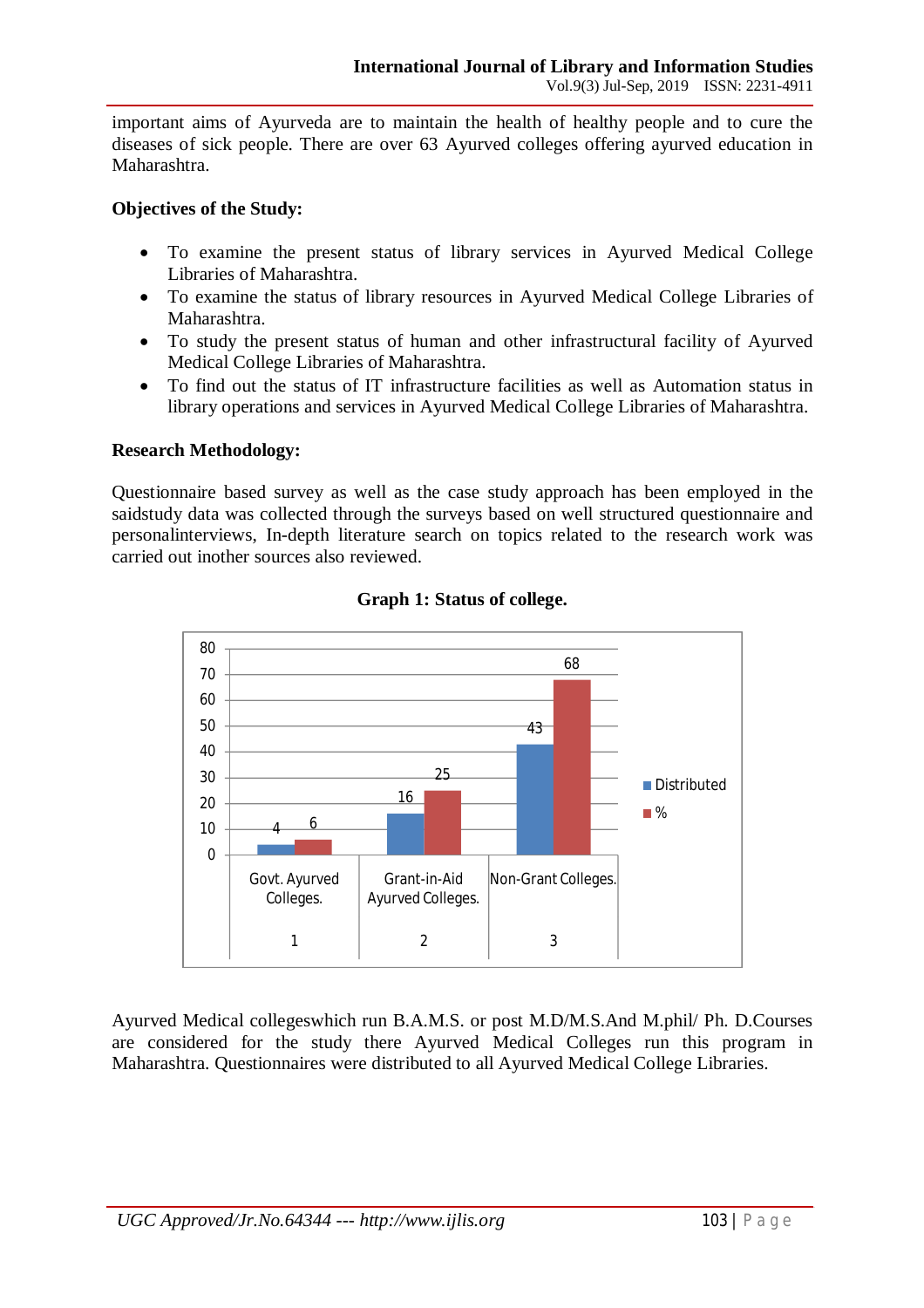important aims of Ayurveda are to maintain the health of healthy people and to cure the diseases of sick people. There are over 63 Ayurved colleges offering ayurved education in Maharashtra.

**Objectives of the Study:**

- To examine the present status of library services in Ayurved Medical College Libraries of Maharashtra.
- To examine the status of library resources in Ayurved Medical College Libraries of Maharashtra.
- To study the present status of human and other infrastructural facility of Ayurved Medical College Libraries of Maharashtra.
- To find out the status of IT infrastructure facilities as well as Automation status in library operations and services in Ayurved Medical College Libraries of Maharashtra.

**Research Methodology:**

Questionnaire based survey as well as the case study approach has been employed in the saidstudy data was collected through the surveys based on well structured questionnaire and personalinterviews, In-depth literature search on topics related to the research work was carried out inother sources also reviewed.

**Graph 1: Status of college.**

| | | Distributed | % |
|---|---|---|---|
| 1 | Govt. Ayurved Colleges. | 4 | 6 |
| 2 | Grant-in-Aid Ayurved Colleges. | 16 | 25 |
| 3 | Non-Grant Colleges. | 43 | 68 |

Ayurved Medical collegeswhich run B.A.M.S. or post M.D/M.S.And M.phil/ Ph. D.Courses are considered for the study there Ayurved Medical Colleges run this program in Maharashtra. Questionnaires were distributed to all Ayurved Medical College Libraries.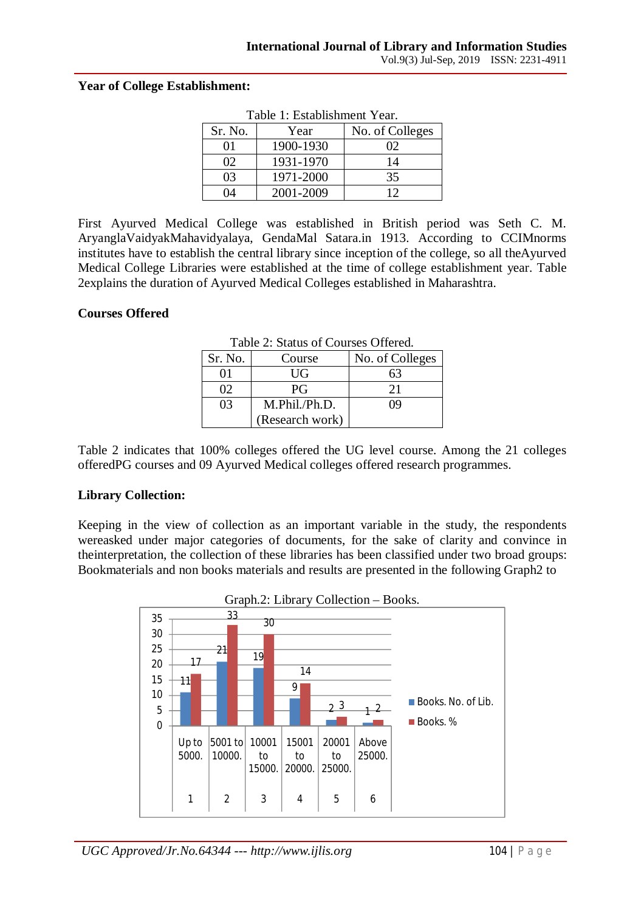**Year of College Establishment:**

Table 1: Establishment Year.

| Sr. No. | Year | No. of Colleges |
|---|---|---|
| 01 | 1900-1930 | 02 |
| 02 | 1931-1970 | 14 |
| 03 | 1971-2000 | 35 |
| 04 | 2001-2009 | 12 |

First Ayurved Medical College was established in British period was Seth C. M. AryanglaVaidyakMahavidyalaya, GendaMal Satara.in 1913. According to CCIMnorms institutes have to establish the central library since inception of the college, so all theAyurved Medical College Libraries were established at the time of college establishment year. Table 2explains the duration of Ayurved Medical Colleges established in Maharashtra.

**Courses Offered**

Table 2: Status of Courses Offered.

| Sr. No. | Course | No. of Colleges |
|---|---|---|
| 01 | UG | 63 |
| 02 | PG | 21 |
| 03 | M.Phil./Ph.D. (Research work) | 09 |

Table 2 indicates that 100% colleges offered the UG level course. Among the 21 colleges offeredPG courses and 09 Ayurved Medical colleges offered research programmes.

**Library Collection:**

Keeping in the view of collection as an important variable in the study, the respondents wereasked under major categories of documents, for the sake of clarity and convince in theinterpretation, the collection of these libraries has been classified under two broad groups: Bookmaterials and non books materials and results are presented in the following Graph2 to

Graph.2: Library Collection – Books.

| | Range | Books. No. of Lib. | Books. % |
|---|---|---|---|
| 1 | Up to 5000. | 11 | 17 |
| 2 | 5001 to 10000. | 21 | 33 |
| 3 | 10001 to 15000. | 19 | 30 |
| 4 | 15001 to 20000. | 9 | 14 |
| 5 | 20001 to 25000. | 2 | 3 |
| 6 | Above 25000. | 1 | 2 |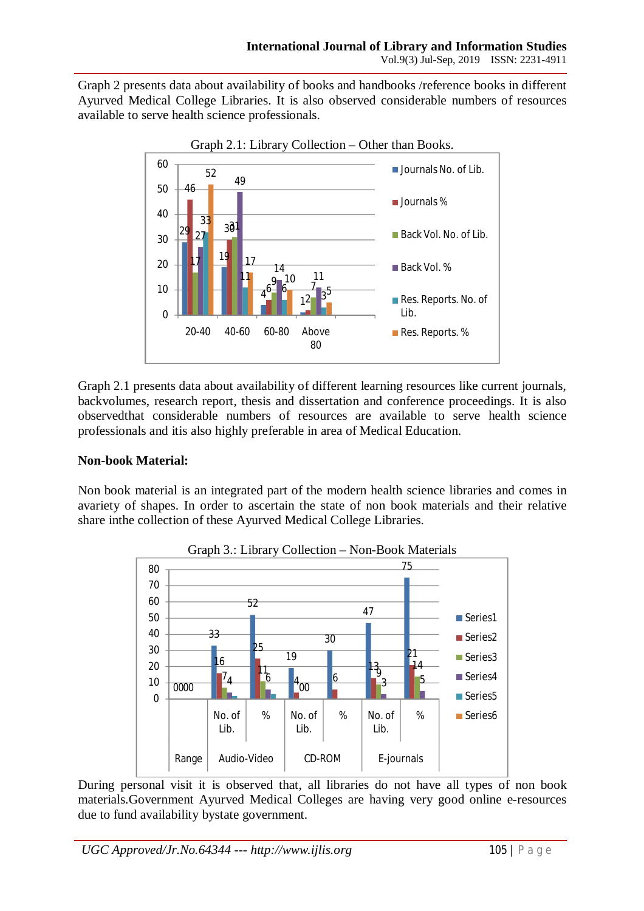Graph 2 presents data about availability of books and handbooks /reference books in different Ayurved Medical College Libraries. It is also observed considerable numbers of resources available to serve health science professionals.

Graph 2.1: Library Collection – Other than Books.

Graph 2.1 presents data about availability of different learning resources like current journals, backvolumes, research report, thesis and dissertation and conference proceedings. It is also observedthat considerable numbers of resources are available to serve health science professionals and itis also highly preferable in area of Medical Education.

**Non-book Material:**

Non book material is an integrated part of the modern health science libraries and comes in avariety of shapes. In order to ascertain the state of non book materials and their relative share inthe collection of these Ayurved Medical College Libraries.

Graph 3.: Library Collection – Non-Book Materials

During personal visit it is observed that, all libraries do not have all types of non book materials.Government Ayurved Medical Colleges are having very good online e-resources due to fund availability bystate government.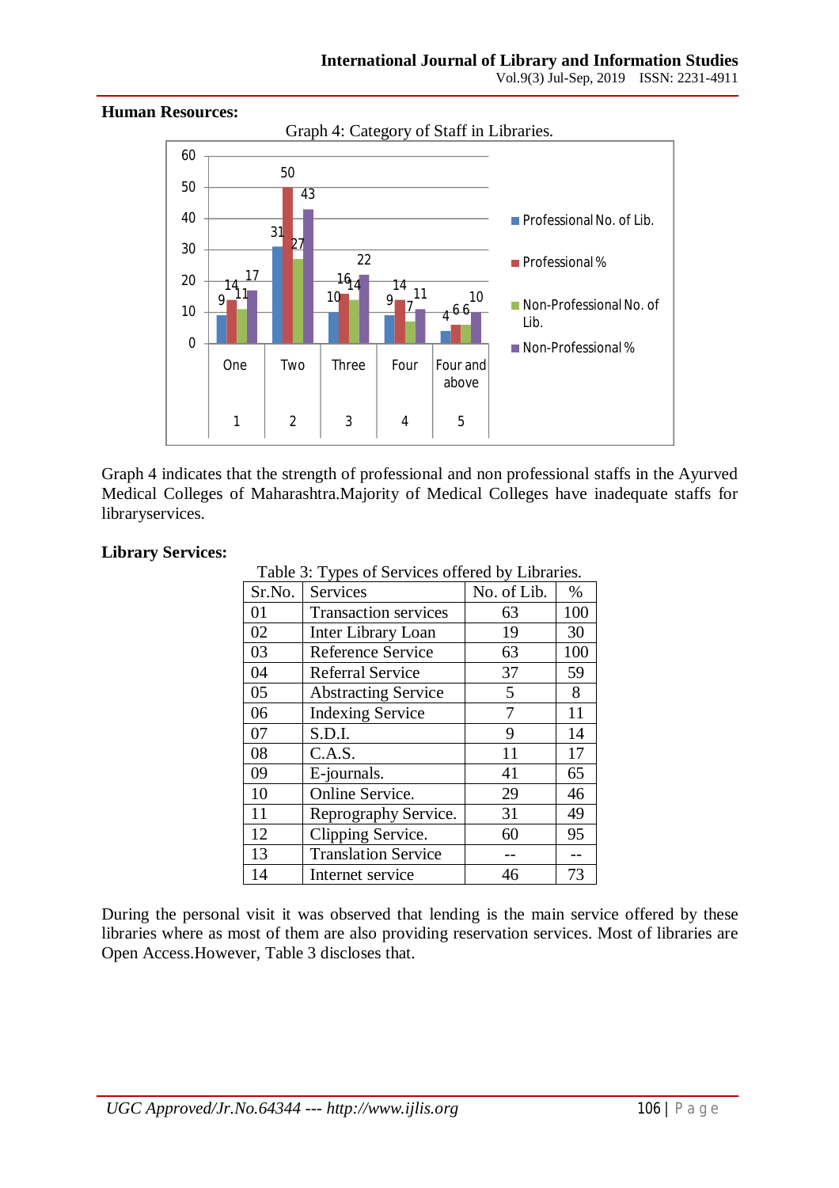**Human Resources:**

Graph 4: Category of Staff in Libraries.

| | Category | Professional No. of Lib. | Professional % | Non-Professional No. of Lib. | Non-Professional % |
|---|---|---|---|---|---|
| 1 | One | 9 | 14 | 11 | 17 |
| 2 | Two | 31 | 50 | 27 | 43 |
| 3 | Three | 10 | 16 | 14 | 22 |
| 4 | Four | 9 | 14 | 7 | 11 |
| 5 | Four and above | 4 | 6 | 6 | 10 |

Graph 4 indicates that the strength of professional and non professional staffs in the Ayurved Medical Colleges of Maharashtra.Majority of Medical Colleges have inadequate staffs for libraryservices.

**Library Services:**

Table 3: Types of Services offered by Libraries.

| Sr.No. | Services | No. of Lib. | % |
|---|---|---|---|
| 01 | Transaction services | 63 | 100 |
| 02 | Inter Library Loan | 19 | 30 |
| 03 | Reference Service | 63 | 100 |
| 04 | Referral Service | 37 | 59 |
| 05 | Abstracting Service | 5 | 8 |
| 06 | Indexing Service | 7 | 11 |
| 07 | S.D.I. | 9 | 14 |
| 08 | C.A.S. | 11 | 17 |
| 09 | E-journals. | 41 | 65 |
| 10 | Online Service. | 29 | 46 |
| 11 | Reprography Service. | 31 | 49 |
| 12 | Clipping Service. | 60 | 95 |
| 13 | Translation Service | -- | -- |
| 14 | Internet service | 46 | 73 |

During the personal visit it was observed that lending is the main service offered by these libraries where as most of them are also providing reservation services. Most of libraries are Open Access.However, Table 3 discloses that.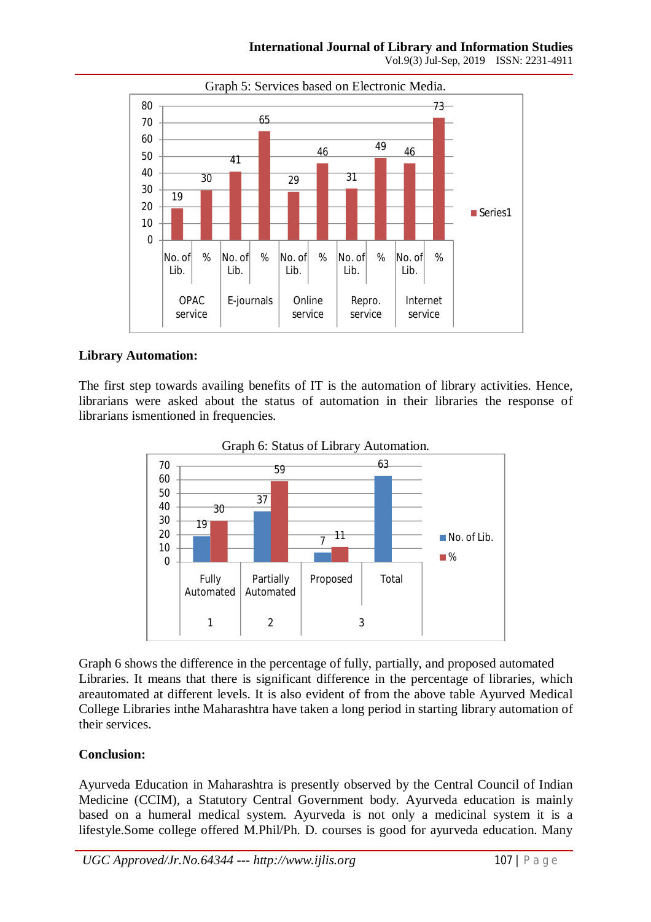Graph 5: Services based on Electronic Media.

| Service | No. of Lib. | % |
|---|---|---|
| OPAC service | 19 | 30 |
| E-journals | 41 | 65 |
| Online service | 29 | 46 |
| Repro. service | 31 | 49 |
| Internet service | 46 | 73 |

**Library Automation:**

The first step towards availing benefits of IT is the automation of library activities. Hence, librarians were asked about the status of automation in their libraries the response of librarians ismentioned in frequencies.

Graph 6: Status of Library Automation.

| | Status | No. of Lib. | % |
|---|---|---|---|
| 1 | Fully Automated | 19 | 30 |
| 2 | Partially Automated | 37 | 59 |
| 3 | Proposed | 7 | 11 |
| | Total | 63 | |

Graph 6 shows the difference in the percentage of fully, partially, and proposed automated Libraries. It means that there is significant difference in the percentage of libraries, which areautomated at different levels. It is also evident of from the above table Ayurved Medical College Libraries inthe Maharashtra have taken a long period in starting library automation of their services.

**Conclusion:**

Ayurveda Education in Maharashtra is presently observed by the Central Council of Indian Medicine (CCIM), a Statutory Central Government body. Ayurveda education is mainly based on a humeral medical system. Ayurveda is not only a medicinal system it is a lifestyle.Some college offered M.Phil/Ph. D. courses is good for ayurveda education. Many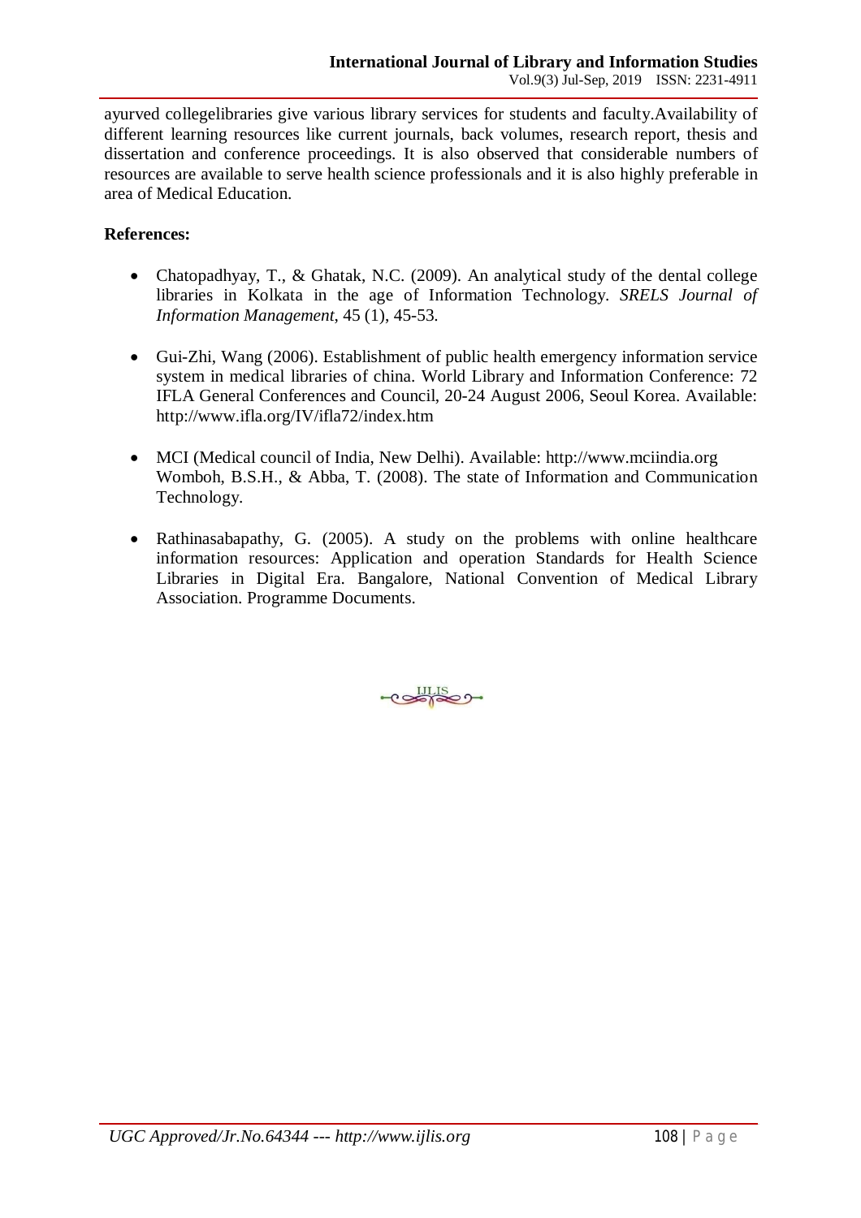ayurved collegelibraries give various library services for students and faculty.Availability of different learning resources like current journals, back volumes, research report, thesis and dissertation and conference proceedings. It is also observed that considerable numbers of resources are available to serve health science professionals and it is also highly preferable in area of Medical Education.

**References:**

- Chatopadhyay, T., & Ghatak, N.C. (2009). An analytical study of the dental college libraries in Kolkata in the age of Information Technology. *SRELS Journal of Information Management*, 45 (1), 45-53.

- Gui-Zhi, Wang (2006). Establishment of public health emergency information service system in medical libraries of china. World Library and Information Conference: 72 IFLA General Conferences and Council, 20-24 August 2006, Seoul Korea. Available: http://www.ifla.org/IV/ifla72/index.htm

- MCI (Medical council of India, New Delhi). Available: http://www.mciindia.org Womboh, B.S.H., & Abba, T. (2008). The state of Information and Communication Technology.

- Rathinasabapathy, G. (2005). A study on the problems with online healthcare information resources: Application and operation Standards for Health Science Libraries in Digital Era. Bangalore, National Convention of Medical Library Association. Programme Documents.